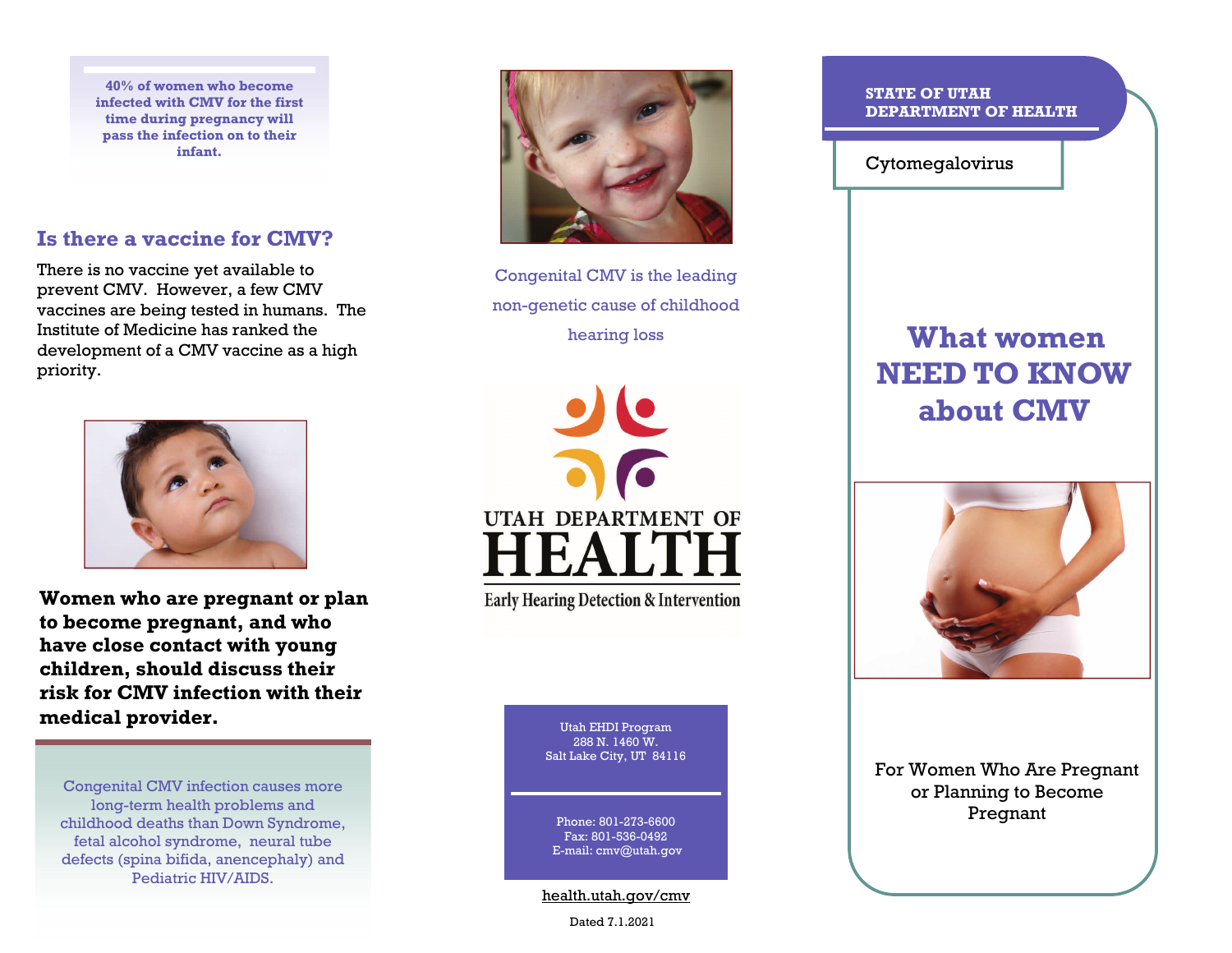40% of women who become infected with CMV for the first time during pregnancy will pass the infection on to their infant.

## Is there a vaccine for CMV?

There is no vaccine yet available to prevent CMV. However, a few CMV vaccines are being tested in humans. The Institute of Medicine has ranked the development of a CMV vaccine as a high priority.

**Women who are pregnant or plan to become pregnant, and who have close contact with young children, should discuss their risk for CMV infection with their medical provider.**

Congenital CMV infection causes more long-term health problems and childhood deaths than Down Syndrome, fetal alcohol syndrome, neural tube defects (spina bifida, anencephaly) and Pediatric HIV/AIDS.

Congenital CMV is the leading non-genetic cause of childhood hearing loss

UTAH DEPARTMENT OF HEALTH

Early Hearing Detection & Intervention

Utah EHDI Program
288 N. 1460 W.
Salt Lake City, UT 84116

Phone: 801-273-6600
Fax: 801-536-0492
E-mail: cmv@utah.gov

health.utah.gov/cmv

Dated 7.1.2021

STATE OF UTAH
DEPARTMENT OF HEALTH

Cytomegalovirus

# What women NEED TO KNOW about CMV

For Women Who Are Pregnant or Planning to Become Pregnant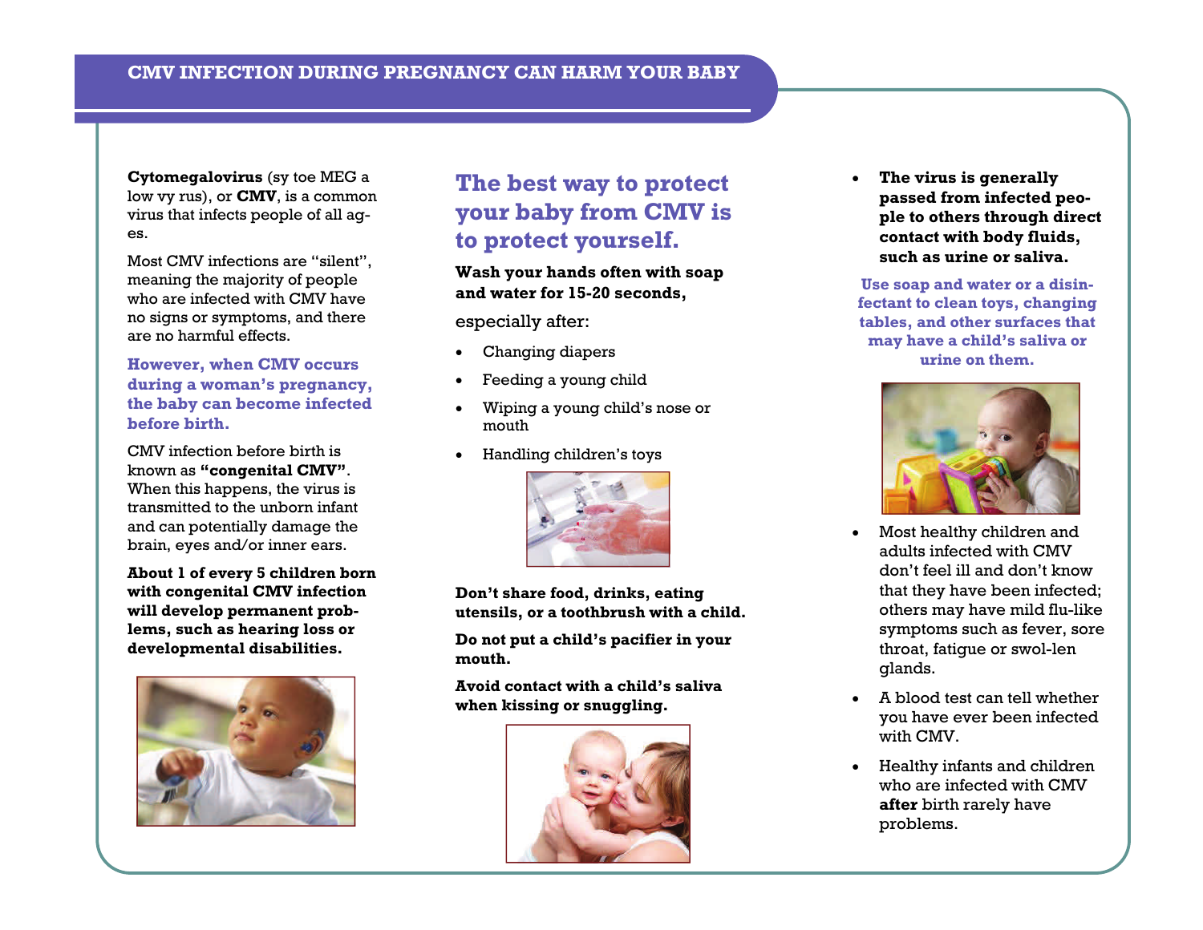## CMV INFECTION DURING PREGNANCY CAN HARM YOUR BABY

**Cytomegalovirus** (sy toe MEG a low vy rus), or **CMV**, is a common virus that infects people of all ages.

Most CMV infections are "silent", meaning the majority of people who are infected with CMV have no signs or symptoms, and there are no harmful effects.

**However, when CMV occurs during a woman's pregnancy, the baby can become infected before birth.**

CMV infection before birth is known as **"congenital CMV"**. When this happens, the virus is transmitted to the unborn infant and can potentially damage the brain, eyes and/or inner ears.

**About 1 of every 5 children born with congenital CMV infection will develop permanent problems, such as hearing loss or developmental disabilities.**

### The best way to protect your baby from CMV is to protect yourself.

**Wash your hands often with soap and water for 15-20 seconds,**

especially after:

- Changing diapers
- Feeding a young child
- Wiping a young child's nose or mouth
- Handling children's toys

**Don't share food, drinks, eating utensils, or a toothbrush with a child.**

**Do not put a child's pacifier in your mouth.**

**Avoid contact with a child's saliva when kissing or snuggling.**

- **The virus is generally passed from infected people to others through direct contact with body fluids, such as urine or saliva.**

**Use soap and water or a disinfectant to clean toys, changing tables, and other surfaces that may have a child's saliva or urine on them.**

- Most healthy children and adults infected with CMV don't feel ill and don't know that they have been infected; others may have mild flu-like symptoms such as fever, sore throat, fatigue or swollen glands.
- A blood test can tell whether you have ever been infected with CMV.
- Healthy infants and children who are infected with CMV **after** birth rarely have problems.